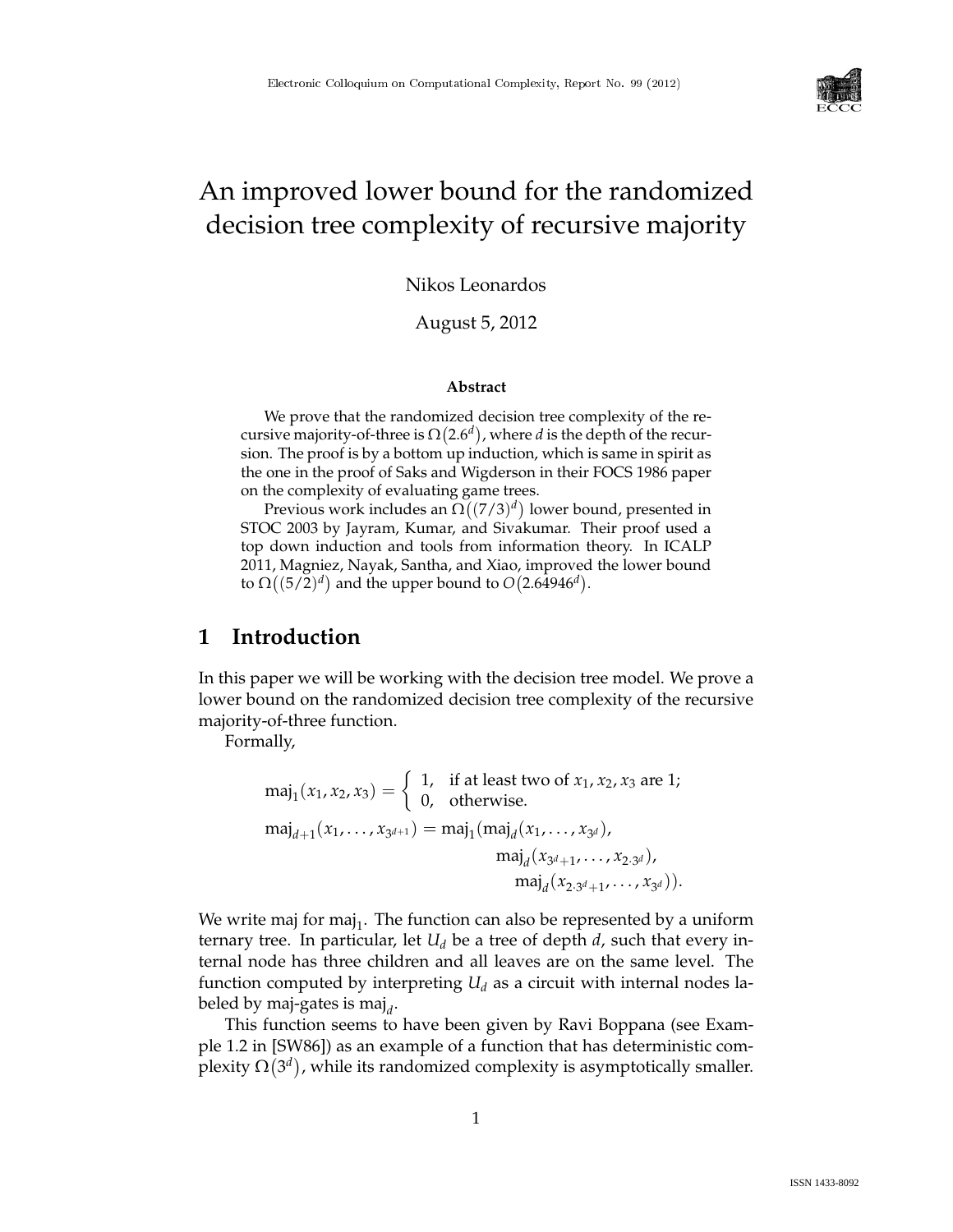# An improved lower bound for the randomized decision tree complexity of recursive majority

Nikos Leonardos

August 5, 2012

**Abstract**

We prove that the randomized decision tree complexity of the recursive majority-of-three is $\Omega(2.6^d)$, where $d$ is the depth of the recursion. The proof is by a bottom up induction, which is same in spirit as the one in the proof of Saks and Wigderson in their FOCS 1986 paper on the complexity of evaluating game trees.

Previous work includes an $\Omega((7/3)^d)$ lower bound, presented in STOC 2003 by Jayram, Kumar, and Sivakumar. Their proof used a top down induction and tools from information theory. In ICALP 2011, Magniez, Nayak, Santha, and Xiao, improved the lower bound to $\Omega((5/2)^d)$ and the upper bound to $O(2.64946^d)$.

## 1 Introduction

In this paper we will be working with the decision tree model. We prove a lower bound on the randomized decision tree complexity of the recursive majority-of-three function.

Formally,

$$\mathrm{maj}_1(x_1, x_2, x_3) = \begin{cases} 1, & \text{if at least two of } x_1, x_2, x_3 \text{ are 1;} \\ 0, & \text{otherwise.} \end{cases}$$

$$\begin{aligned} \mathrm{maj}_{d+1}(x_1, \ldots, x_{3^{d+1}}) = \mathrm{maj}_1(&\mathrm{maj}_d(x_1, \ldots, x_{3^d}), \\ &\mathrm{maj}_d(x_{3^d+1}, \ldots, x_{2\cdot 3^d}), \\ &\mathrm{maj}_d(x_{2\cdot 3^d+1}, \ldots, x_{3^d})). \end{aligned}$$

We write maj for $\mathrm{maj}_1$. The function can also be represented by a uniform ternary tree. In particular, let $U_d$ be a tree of depth $d$, such that every internal node has three children and all leaves are on the same level. The function computed by interpreting $U_d$ as a circuit with internal nodes labeled by maj-gates is $\mathrm{maj}_d$.

This function seems to have been given by Ravi Boppana (see Example 1.2 in [SW86]) as an example of a function that has deterministic complexity $\Omega(3^d)$, while its randomized complexity is asymptotically smaller.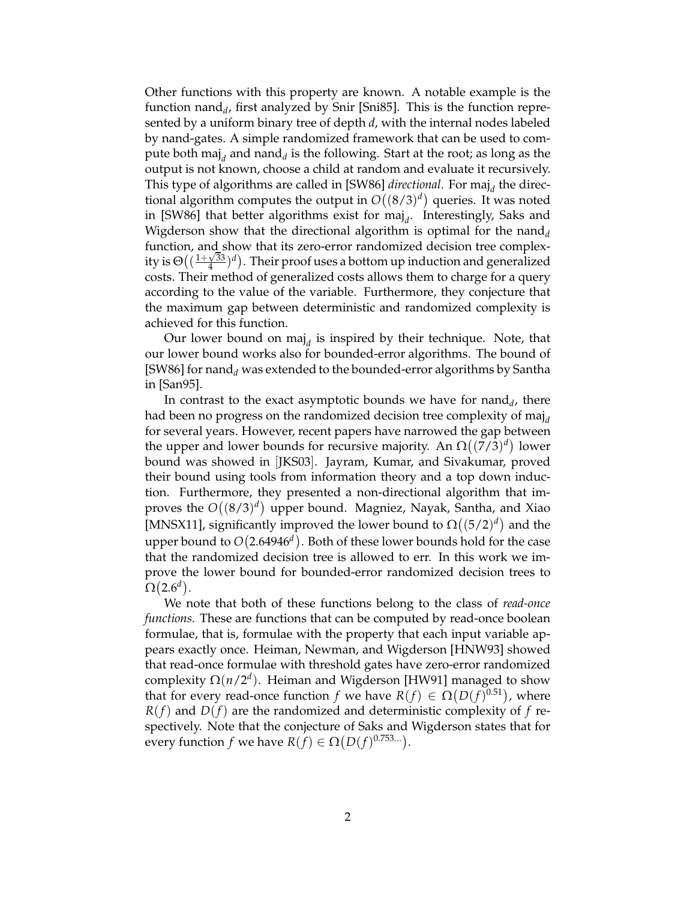Other functions with this property are known. A notable example is the function $\text{nand}_d$, first analyzed by Snir [Sni85]. This is the function represented by a uniform binary tree of depth $d$, with the internal nodes labeled by nand-gates. A simple randomized framework that can be used to compute both $\text{maj}_d$ and $\text{nand}_d$ is the following. Start at the root; as long as the output is not known, choose a child at random and evaluate it recursively. This type of algorithms are called in [SW86] *directional*. For $\text{maj}_d$ the directional algorithm computes the output in $O\big((8/3)^d\big)$ queries. It was noted in [SW86] that better algorithms exist for $\text{maj}_d$. Interestingly, Saks and Wigderson show that the directional algorithm is optimal for the $\text{nand}_d$ function, and show that its zero-error randomized decision tree complexity is $\Theta\big((\frac{1+\sqrt{33}}{4})^d\big)$. Their proof uses a bottom up induction and generalized costs. Their method of generalized costs allows them to charge for a query according to the value of the variable. Furthermore, they conjecture that the maximum gap between deterministic and randomized complexity is achieved for this function.

Our lower bound on $\text{maj}_d$ is inspired by their technique. Note, that our lower bound works also for bounded-error algorithms. The bound of [SW86] for $\text{nand}_d$ was extended to the bounded-error algorithms by Santha in [San95].

In contrast to the exact asymptotic bounds we have for $\text{nand}_d$, there had been no progress on the randomized decision tree complexity of $\text{maj}_d$ for several years. However, recent papers have narrowed the gap between the upper and lower bounds for recursive majority. An $\Omega\big((7/3)^d\big)$ lower bound was showed in [JKS03]. Jayram, Kumar, and Sivakumar, proved their bound using tools from information theory and a top down induction. Furthermore, they presented a non-directional algorithm that improves the $O\big((8/3)^d\big)$ upper bound. Magniez, Nayak, Santha, and Xiao [MNSX11], significantly improved the lower bound to $\Omega\big((5/2)^d\big)$ and the upper bound to $O\big(2.64946^d\big)$. Both of these lower bounds hold for the case that the randomized decision tree is allowed to err. In this work we improve the lower bound for bounded-error randomized decision trees to $\Omega\big(2.6^d\big)$.

We note that both of these functions belong to the class of *read-once functions*. These are functions that can be computed by read-once boolean formulae, that is, formulae with the property that each input variable appears exactly once. Heiman, Newman, and Wigderson [HNW93] showed that read-once formulae with threshold gates have zero-error randomized complexity $\Omega(n/2^d)$. Heiman and Wigderson [HW91] managed to show that for every read-once function $f$ we have $R(f) \in \Omega\big(D(f)^{0.51}\big)$, where $R(f)$ and $D(f)$ are the randomized and deterministic complexity of $f$ respectively. Note that the conjecture of Saks and Wigderson states that for every function $f$ we have $R(f) \in \Omega\big(D(f)^{0.753\ldots}\big)$.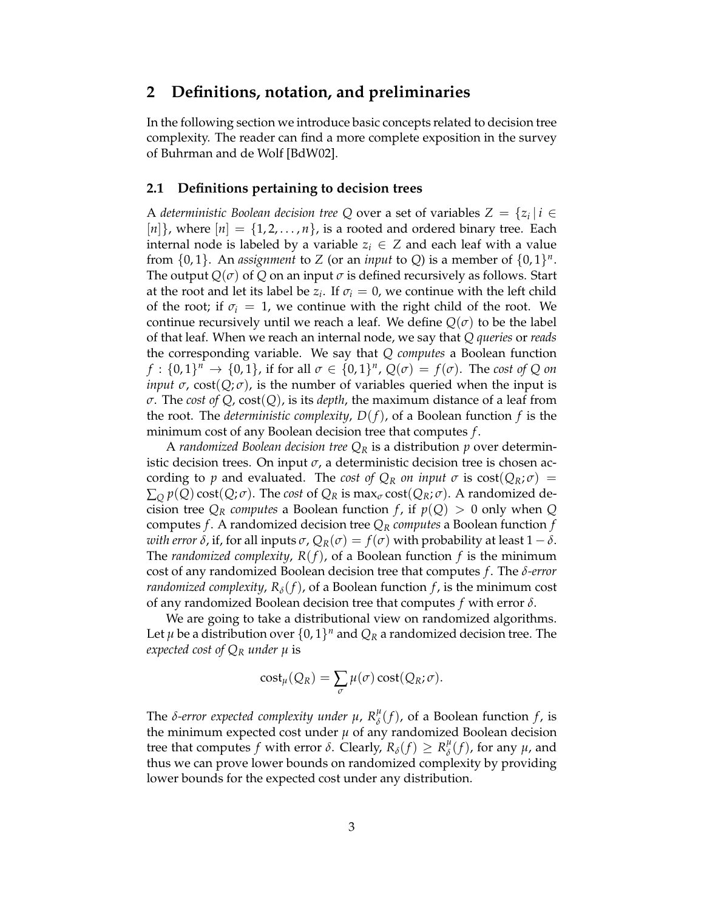## 2 Definitions, notation, and preliminaries

In the following section we introduce basic concepts related to decision tree complexity. The reader can find a more complete exposition in the survey of Buhrman and de Wolf [BdW02].

### 2.1 Definitions pertaining to decision trees

A *deterministic Boolean decision tree* $Q$ over a set of variables $Z = \{z_i \,|\, i \in [n]\}$, where $[n] = \{1, 2, \ldots, n\}$, is a rooted and ordered binary tree. Each internal node is labeled by a variable $z_i \in Z$ and each leaf with a value from $\{0, 1\}$. An *assignment* to $Z$ (or an *input* to $Q$) is a member of $\{0, 1\}^n$. The output $Q(\sigma)$ of $Q$ on an input $\sigma$ is defined recursively as follows. Start at the root and let its label be $z_i$. If $\sigma_i = 0$, we continue with the left child of the root; if $\sigma_i = 1$, we continue with the right child of the root. We continue recursively until we reach a leaf. We define $Q(\sigma)$ to be the label of that leaf. When we reach an internal node, we say that $Q$ *queries* or *reads* the corresponding variable. We say that $Q$ *computes* a Boolean function $f : \{0, 1\}^n \to \{0, 1\}$, if for all $\sigma \in \{0, 1\}^n$, $Q(\sigma) = f(\sigma)$. The *cost of $Q$ on input $\sigma$*, $\text{cost}(Q; \sigma)$, is the number of variables queried when the input is $\sigma$. The *cost of $Q$*, $\text{cost}(Q)$, is its *depth*, the maximum distance of a leaf from the root. The *deterministic complexity*, $D(f)$, of a Boolean function $f$ is the minimum cost of any Boolean decision tree that computes $f$.

A *randomized Boolean decision tree* $Q_R$ is a distribution $p$ over deterministic decision trees. On input $\sigma$, a deterministic decision tree is chosen according to $p$ and evaluated. The *cost of $Q_R$ on input $\sigma$* is $\text{cost}(Q_R; \sigma) = \sum_Q p(Q) \, \text{cost}(Q; \sigma)$. The *cost* of $Q_R$ is $\max_\sigma \text{cost}(Q_R; \sigma)$. A randomized decision tree $Q_R$ *computes* a Boolean function $f$, if $p(Q) > 0$ only when $Q$ computes $f$. A randomized decision tree $Q_R$ *computes* a Boolean function $f$ *with error $\delta$*, if, for all inputs $\sigma$, $Q_R(\sigma) = f(\sigma)$ with probability at least $1 - \delta$. The *randomized complexity*, $R(f)$, of a Boolean function $f$ is the minimum cost of any randomized Boolean decision tree that computes $f$. The *$\delta$-error randomized complexity*, $R_\delta(f)$, of a Boolean function $f$, is the minimum cost of any randomized Boolean decision tree that computes $f$ with error $\delta$.

We are going to take a distributional view on randomized algorithms. Let $\mu$ be a distribution over $\{0, 1\}^n$ and $Q_R$ a randomized decision tree. The *expected cost of $Q_R$ under $\mu$* is

$$\text{cost}_\mu(Q_R) = \sum_\sigma \mu(\sigma) \, \text{cost}(Q_R; \sigma).$$

The *$\delta$-error expected complexity under $\mu$*, $R^\mu_\delta(f)$, of a Boolean function $f$, is the minimum expected cost under $\mu$ of any randomized Boolean decision tree that computes $f$ with error $\delta$. Clearly, $R_\delta(f) \geq R^\mu_\delta(f)$, for any $\mu$, and thus we can prove lower bounds on randomized complexity by providing lower bounds for the expected cost under any distribution.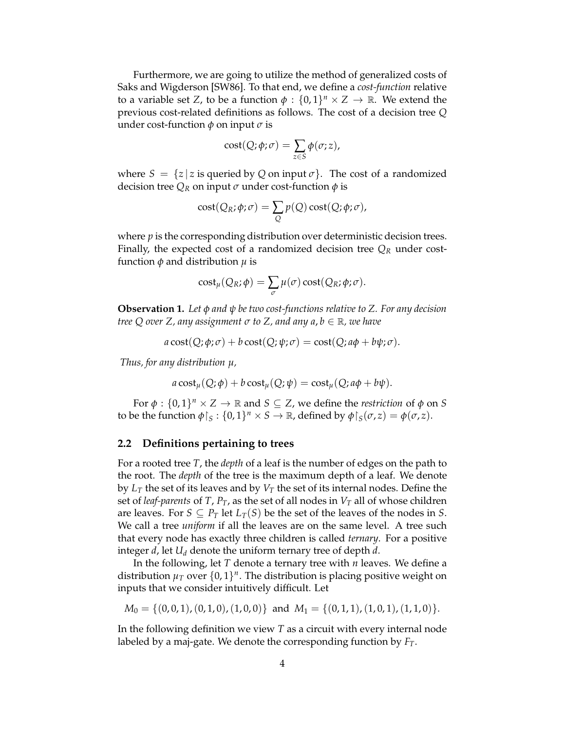Furthermore, we are going to utilize the method of generalized costs of Saks and Wigderson [SW86]. To that end, we define a *cost-function* relative to a variable set $Z$, to be a function $\phi : \{0,1\}^n \times Z \to \mathbb{R}$. We extend the previous cost-related definitions as follows. The cost of a decision tree $Q$ under cost-function $\phi$ on input $\sigma$ is

$$\operatorname{cost}(Q; \phi; \sigma) = \sum_{z \in S} \phi(\sigma; z),$$

where $S = \{z \mid z \text{ is queried by } Q \text{ on input } \sigma\}$. The cost of a randomized decision tree $Q_R$ on input $\sigma$ under cost-function $\phi$ is

$$\operatorname{cost}(Q_R; \phi; \sigma) = \sum_{Q} p(Q) \operatorname{cost}(Q; \phi; \sigma),$$

where $p$ is the corresponding distribution over deterministic decision trees. Finally, the expected cost of a randomized decision tree $Q_R$ under cost-function $\phi$ and distribution $\mu$ is

$$\operatorname{cost}_\mu(Q_R; \phi) = \sum_{\sigma} \mu(\sigma) \operatorname{cost}(Q_R; \phi; \sigma).$$

**Observation 1.** *Let $\phi$ and $\psi$ be two cost-functions relative to $Z$. For any decision tree $Q$ over $Z$, any assignment $\sigma$ to $Z$, and any $a, b \in \mathbb{R}$, we have*

$$a \operatorname{cost}(Q; \phi; \sigma) + b \operatorname{cost}(Q; \psi; \sigma) = \operatorname{cost}(Q; a\phi + b\psi; \sigma).$$

*Thus, for any distribution $\mu$,*

$$a \operatorname{cost}_\mu(Q; \phi) + b \operatorname{cost}_\mu(Q; \psi) = \operatorname{cost}_\mu(Q; a\phi + b\psi).$$

For $\phi : \{0,1\}^n \times Z \to \mathbb{R}$ and $S \subseteq Z$, we define the *restriction* of $\phi$ on $S$ to be the function $\phi\restriction_S : \{0,1\}^n \times S \to \mathbb{R}$, defined by $\phi\restriction_S(\sigma, z) = \phi(\sigma, z)$.

## 2.2 Definitions pertaining to trees

For a rooted tree $T$, the *depth* of a leaf is the number of edges on the path to the root. The *depth* of the tree is the maximum depth of a leaf. We denote by $L_T$ the set of its leaves and by $V_T$ the set of its internal nodes. Define the set of *leaf-parents* of $T$, $P_T$, as the set of all nodes in $V_T$ all of whose children are leaves. For $S \subseteq P_T$ let $L_T(S)$ be the set of the leaves of the nodes in $S$. We call a tree *uniform* if all the leaves are on the same level. A tree such that every node has exactly three children is called *ternary*. For a positive integer $d$, let $U_d$ denote the uniform ternary tree of depth $d$.

In the following, let $T$ denote a ternary tree with $n$ leaves. We define a distribution $\mu_T$ over $\{0,1\}^n$. The distribution is placing positive weight on inputs that we consider intuitively difficult. Let

$$M_0 = \{(0,0,1), (0,1,0), (1,0,0)\} \text{ and } M_1 = \{(0,1,1), (1,0,1), (1,1,0)\}.$$

In the following definition we view $T$ as a circuit with every internal node labeled by a maj-gate. We denote the corresponding function by $F_T$.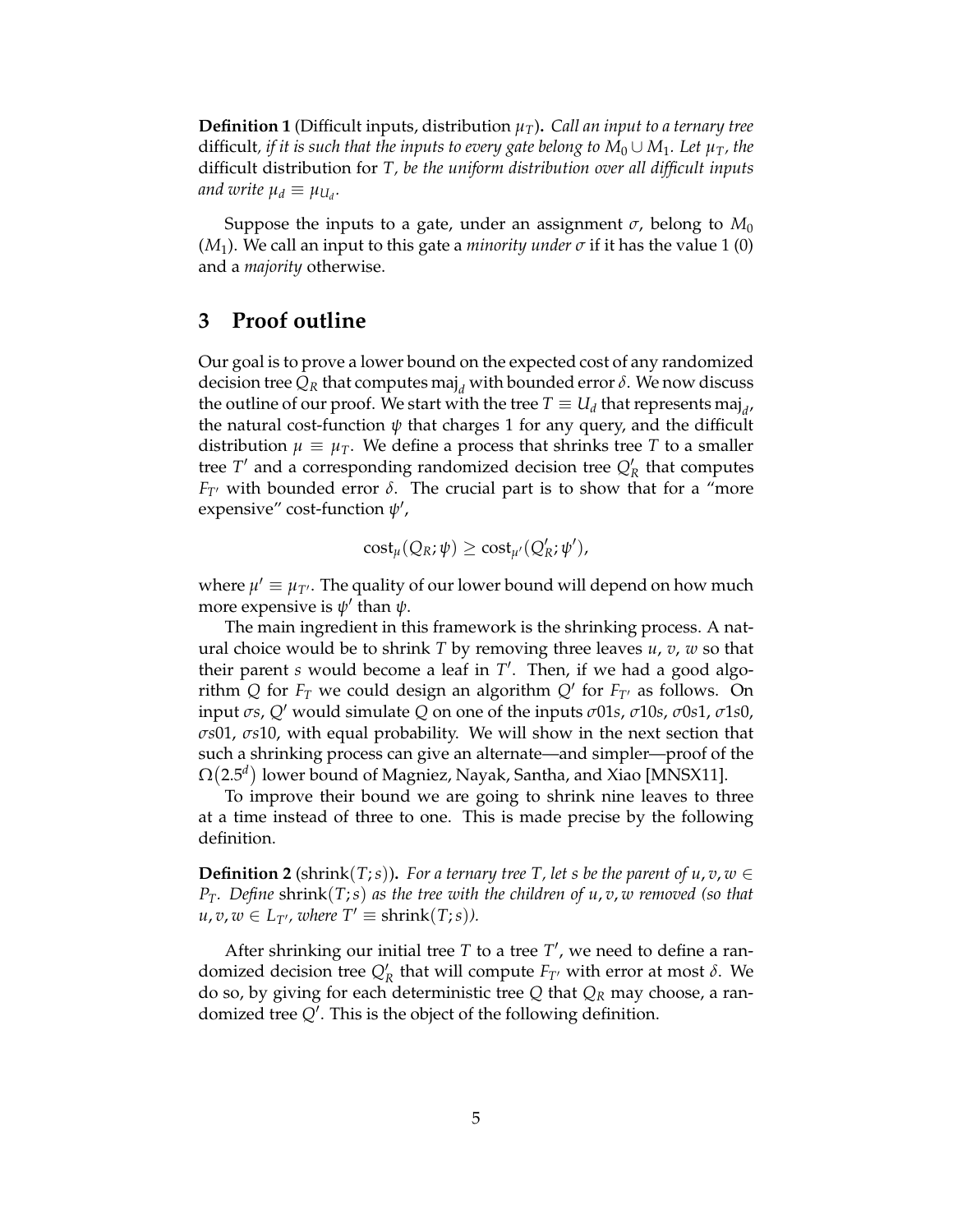**Definition 1** (Difficult inputs, distribution $\mu_T$)**.** *Call an input to a ternary tree* difficult*, if it is such that the inputs to every gate belong to $M_0 \cup M_1$. Let $\mu_T$, the* difficult *distribution for $T$, be the uniform distribution over all difficult inputs and write $\mu_d \equiv \mu_{U_d}$.*

Suppose the inputs to a gate, under an assignment $\sigma$, belong to $M_0$ ($M_1$). We call an input to this gate a *minority under $\sigma$* if it has the value 1 (0) and a *majority* otherwise.

## 3 Proof outline

Our goal is to prove a lower bound on the expected cost of any randomized decision tree $Q_R$ that computes $\mathrm{maj}_d$ with bounded error $\delta$. We now discuss the outline of our proof. We start with the tree $T \equiv U_d$ that represents $\mathrm{maj}_d$, the natural cost-function $\psi$ that charges 1 for any query, and the difficult distribution $\mu \equiv \mu_T$. We define a process that shrinks tree $T$ to a smaller tree $T'$ and a corresponding randomized decision tree $Q'_R$ that computes $F_{T'}$ with bounded error $\delta$. The crucial part is to show that for a "more expensive" cost-function $\psi'$,

$$\mathrm{cost}_\mu(Q_R; \psi) \geq \mathrm{cost}_{\mu'}(Q'_R; \psi'),$$

where $\mu' \equiv \mu_{T'}$. The quality of our lower bound will depend on how much more expensive is $\psi'$ than $\psi$.

The main ingredient in this framework is the shrinking process. A natural choice would be to shrink $T$ by removing three leaves $u$, $v$, $w$ so that their parent $s$ would become a leaf in $T'$. Then, if we had a good algorithm $Q$ for $F_T$ we could design an algorithm $Q'$ for $F_{T'}$ as follows. On input $\sigma s$, $Q'$ would simulate $Q$ on one of the inputs $\sigma 01s$, $\sigma 10s$, $\sigma 0s1$, $\sigma 1s0$, $\sigma s01$, $\sigma s10$, with equal probability. We will show in the next section that such a shrinking process can give an alternate—and simpler—proof of the $\Omega(2.5^d)$ lower bound of Magniez, Nayak, Santha, and Xiao [MNSX11].

To improve their bound we are going to shrink nine leaves to three at a time instead of three to one. This is made precise by the following definition.

**Definition 2** ($\mathrm{shrink}(T; s)$)**.** *For a ternary tree $T$, let $s$ be the parent of $u, v, w \in P_T$. Define $\mathrm{shrink}(T; s)$ as the tree with the children of $u, v, w$ removed (so that $u, v, w \in L_{T'}$, where $T' \equiv \mathrm{shrink}(T; s)$).*

After shrinking our initial tree $T$ to a tree $T'$, we need to define a randomized decision tree $Q'_R$ that will compute $F_{T'}$ with error at most $\delta$. We do so, by giving for each deterministic tree $Q$ that $Q_R$ may choose, a randomized tree $Q'$. This is the object of the following definition.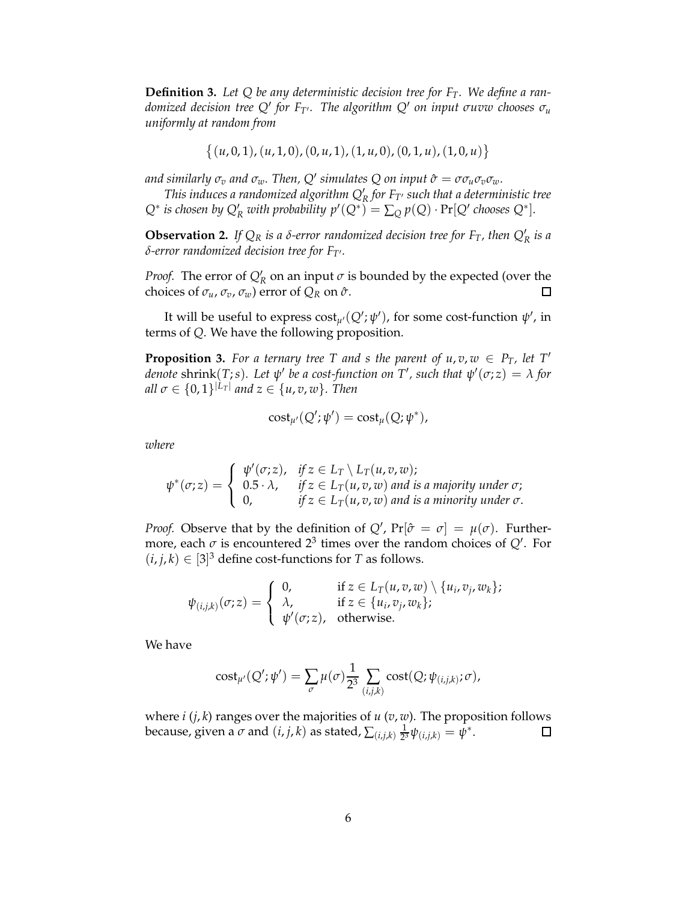**Definition 3.** *Let $Q$ be any deterministic decision tree for $F_T$. We define a randomized decision tree $Q'$ for $F_{T'}$. The algorithm $Q'$ on input $\sigma uvw$ chooses $\sigma_u$ uniformly at random from*

$$\{(u,0,1),(u,1,0),(0,u,1),(1,u,0),(0,1,u),(1,0,u)\}$$

*and similarly $\sigma_v$ and $\sigma_w$. Then, $Q'$ simulates $Q$ on input $\hat{\sigma} = \sigma\sigma_u\sigma_v\sigma_w$.*

*This induces a randomized algorithm $Q'_R$ for $F_{T'}$ such that a deterministic tree $Q^*$ is chosen by $Q'_R$ with probability $p'(Q^*) = \sum_Q p(Q) \cdot \Pr[Q' \text{ chooses } Q^*]$.*

**Observation 2.** *If $Q_R$ is a $\delta$-error randomized decision tree for $F_T$, then $Q'_R$ is a $\delta$-error randomized decision tree for $F_{T'}$.*

*Proof.* The error of $Q'_R$ on an input $\sigma$ is bounded by the expected (over the choices of $\sigma_u, \sigma_v, \sigma_w$) error of $Q_R$ on $\hat{\sigma}$. $\square$

It will be useful to express $\text{cost}_{\mu'}(Q';\psi')$, for some cost-function $\psi'$, in terms of $Q$. We have the following proposition.

**Proposition 3.** *For a ternary tree $T$ and $s$ the parent of $u,v,w \in P_T$, let $T'$ denote* $\text{shrink}(T;s)$. *Let $\psi'$ be a cost-function on $T'$, such that $\psi'(\sigma;z) = \lambda$ for all $\sigma \in \{0,1\}^{|L_T|}$ and $z \in \{u,v,w\}$. Then*

$$\text{cost}_{\mu'}(Q';\psi') = \text{cost}_{\mu}(Q;\psi^*),$$

*where*

$$\psi^*(\sigma;z) = \begin{cases} \psi'(\sigma;z), & \text{if } z \in L_T \setminus L_T(u,v,w); \\ 0.5 \cdot \lambda, & \text{if } z \in L_T(u,v,w) \text{ and is a majority under } \sigma; \\ 0, & \text{if } z \in L_T(u,v,w) \text{ and is a minority under } \sigma. \end{cases}$$

*Proof.* Observe that by the definition of $Q'$, $\Pr[\hat{\sigma} = \sigma] = \mu(\sigma)$. Furthermore, each $\sigma$ is encountered $2^3$ times over the random choices of $Q'$. For $(i,j,k) \in [3]^3$ define cost-functions for $T$ as follows.

$$\psi_{(i,j,k)}(\sigma;z) = \begin{cases} 0, & \text{if } z \in L_T(u,v,w) \setminus \{u_i, v_j, w_k\}; \\ \lambda, & \text{if } z \in \{u_i, v_j, w_k\}; \\ \psi'(\sigma;z), & \text{otherwise.} \end{cases}$$

We have

$$\text{cost}_{\mu'}(Q';\psi') = \sum_{\sigma} \mu(\sigma) \frac{1}{2^3} \sum_{(i,j,k)} \text{cost}(Q;\psi_{(i,j,k)};\sigma),$$

where $i$ $(j,k)$ ranges over the majorities of $u$ $(v,w)$. The proposition follows because, given a $\sigma$ and $(i,j,k)$ as stated, $\sum_{(i,j,k)} \frac{1}{2^3}\psi_{(i,j,k)} = \psi^*$. $\square$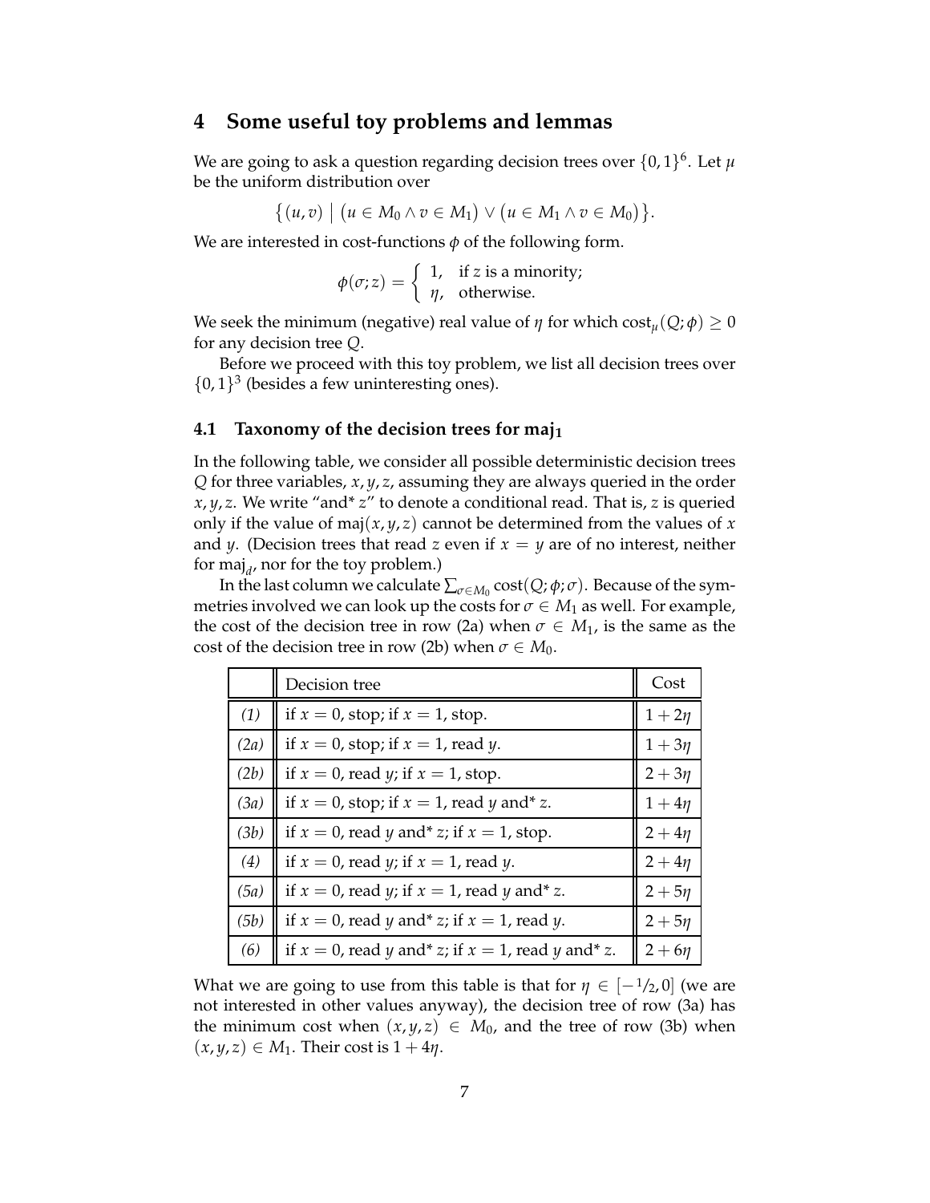## 4 Some useful toy problems and lemmas

We are going to ask a question regarding decision trees over $\{0,1\}^6$. Let $\mu$ be the uniform distribution over

$$\{(u,v) \mid (u \in M_0 \wedge v \in M_1) \vee (u \in M_1 \wedge v \in M_0)\}.$$

We are interested in cost-functions $\phi$ of the following form.

$$\phi(\sigma; z) = \begin{cases} 1, & \text{if } z \text{ is a minority;} \\ \eta, & \text{otherwise.} \end{cases}$$

We seek the minimum (negative) real value of $\eta$ for which $\text{cost}_\mu(Q;\phi) \geq 0$ for any decision tree $Q$.

Before we proceed with this toy problem, we list all decision trees over $\{0,1\}^3$ (besides a few uninteresting ones).

### 4.1 Taxonomy of the decision trees for $\text{maj}_1$

In the following table, we consider all possible deterministic decision trees $Q$ for three variables, $x, y, z$, assuming they are always queried in the order $x, y, z$. We write "and* $z$" to denote a conditional read. That is, $z$ is queried only if the value of $\text{maj}(x,y,z)$ cannot be determined from the values of $x$ and $y$. (Decision trees that read $z$ even if $x = y$ are of no interest, neither for $\text{maj}_d$, nor for the toy problem.)

In the last column we calculate $\sum_{\sigma \in M_0} \text{cost}(Q;\phi;\sigma)$. Because of the symmetries involved we can look up the costs for $\sigma \in M_1$ as well. For example, the cost of the decision tree in row (2a) when $\sigma \in M_1$, is the same as the cost of the decision tree in row (2b) when $\sigma \in M_0$.

| | Decision tree | Cost |
|---|---|---|
| *(1)* | if $x = 0$, stop; if $x = 1$, stop. | $1 + 2\eta$ |
| *(2a)* | if $x = 0$, stop; if $x = 1$, read $y$. | $1 + 3\eta$ |
| *(2b)* | if $x = 0$, read $y$; if $x = 1$, stop. | $2 + 3\eta$ |
| *(3a)* | if $x = 0$, stop; if $x = 1$, read $y$ and* $z$. | $1 + 4\eta$ |
| *(3b)* | if $x = 0$, read $y$ and* $z$; if $x = 1$, stop. | $2 + 4\eta$ |
| *(4)* | if $x = 0$, read $y$; if $x = 1$, read $y$. | $2 + 4\eta$ |
| *(5a)* | if $x = 0$, read $y$; if $x = 1$, read $y$ and* $z$. | $2 + 5\eta$ |
| *(5b)* | if $x = 0$, read $y$ and* $z$; if $x = 1$, read $y$. | $2 + 5\eta$ |
| *(6)* | if $x = 0$, read $y$ and* $z$; if $x = 1$, read $y$ and* $z$. | $2 + 6\eta$ |

What we are going to use from this table is that for $\eta \in [-1/2, 0]$ (we are not interested in other values anyway), the decision tree of row (3a) has the minimum cost when $(x,y,z) \in M_0$, and the tree of row (3b) when $(x,y,z) \in M_1$. Their cost is $1 + 4\eta$.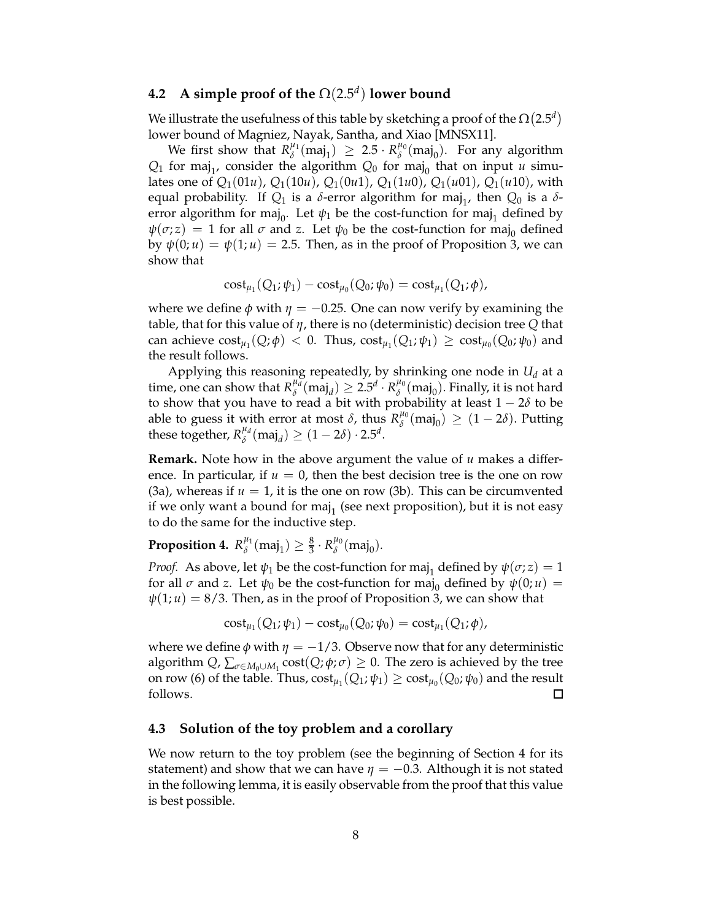## 4.2 A simple proof of the $\Omega(2.5^d)$ lower bound

We illustrate the usefulness of this table by sketching a proof of the $\Omega(2.5^d)$ lower bound of Magniez, Nayak, Santha, and Xiao [MNSX11].

We first show that $R_\delta^{\mu_1}(\text{maj}_1) \geq 2.5 \cdot R_\delta^{\mu_0}(\text{maj}_0)$. For any algorithm $Q_1$ for $\text{maj}_1$, consider the algorithm $Q_0$ for $\text{maj}_0$ that on input $u$ simulates one of $Q_1(01u)$, $Q_1(10u)$, $Q_1(0u1)$, $Q_1(1u0)$, $Q_1(u01)$, $Q_1(u10)$, with equal probability. If $Q_1$ is a $\delta$-error algorithm for $\text{maj}_1$, then $Q_0$ is a $\delta$-error algorithm for $\text{maj}_0$. Let $\psi_1$ be the cost-function for $\text{maj}_1$ defined by $\psi(\sigma; z) = 1$ for all $\sigma$ and $z$. Let $\psi_0$ be the cost-function for $\text{maj}_0$ defined by $\psi(0; u) = \psi(1; u) = 2.5$. Then, as in the proof of Proposition 3, we can show that

$$\text{cost}_{\mu_1}(Q_1; \psi_1) - \text{cost}_{\mu_0}(Q_0; \psi_0) = \text{cost}_{\mu_1}(Q_1; \phi),$$

where we define $\phi$ with $\eta = -0.25$. One can now verify by examining the table, that for this value of $\eta$, there is no (deterministic) decision tree $Q$ that can achieve $\text{cost}_{\mu_1}(Q; \phi) < 0$. Thus, $\text{cost}_{\mu_1}(Q_1; \psi_1) \geq \text{cost}_{\mu_0}(Q_0; \psi_0)$ and the result follows.

Applying this reasoning repeatedly, by shrinking one node in $U_d$ at a time, one can show that $R_\delta^{\mu_d}(\text{maj}_d) \geq 2.5^d \cdot R_\delta^{\mu_0}(\text{maj}_0)$. Finally, it is not hard to show that you have to read a bit with probability at least $1 - 2\delta$ to be able to guess it with error at most $\delta$, thus $R_\delta^{\mu_0}(\text{maj}_0) \geq (1 - 2\delta)$. Putting these together, $R_\delta^{\mu_d}(\text{maj}_d) \geq (1 - 2\delta) \cdot 2.5^d$.

**Remark.** Note how in the above argument the value of $u$ makes a difference. In particular, if $u = 0$, then the best decision tree is the one on row (3a), whereas if $u = 1$, it is the one on row (3b). This can be circumvented if we only want a bound for $\text{maj}_1$ (see next proposition), but it is not easy to do the same for the inductive step.

**Proposition 4.** $R_\delta^{\mu_1}(\text{maj}_1) \geq \frac{8}{3} \cdot R_\delta^{\mu_0}(\text{maj}_0)$.

*Proof.* As above, let $\psi_1$ be the cost-function for $\text{maj}_1$ defined by $\psi(\sigma; z) = 1$ for all $\sigma$ and $z$. Let $\psi_0$ be the cost-function for $\text{maj}_0$ defined by $\psi(0; u) = \psi(1; u) = 8/3$. Then, as in the proof of Proposition 3, we can show that

$$\text{cost}_{\mu_1}(Q_1; \psi_1) - \text{cost}_{\mu_0}(Q_0; \psi_0) = \text{cost}_{\mu_1}(Q_1; \phi),$$

where we define $\phi$ with $\eta = -1/3$. Observe now that for any deterministic algorithm $Q$, $\sum_{\sigma \in M_0 \cup M_1} \text{cost}(Q; \phi; \sigma) \geq 0$. The zero is achieved by the tree on row (6) of the table. Thus, $\text{cost}_{\mu_1}(Q_1; \psi_1) \geq \text{cost}_{\mu_0}(Q_0; \psi_0)$ and the result follows. $\square$

## 4.3 Solution of the toy problem and a corollary

We now return to the toy problem (see the beginning of Section 4 for its statement) and show that we can have $\eta = -0.3$. Although it is not stated in the following lemma, it is easily observable from the proof that this value is best possible.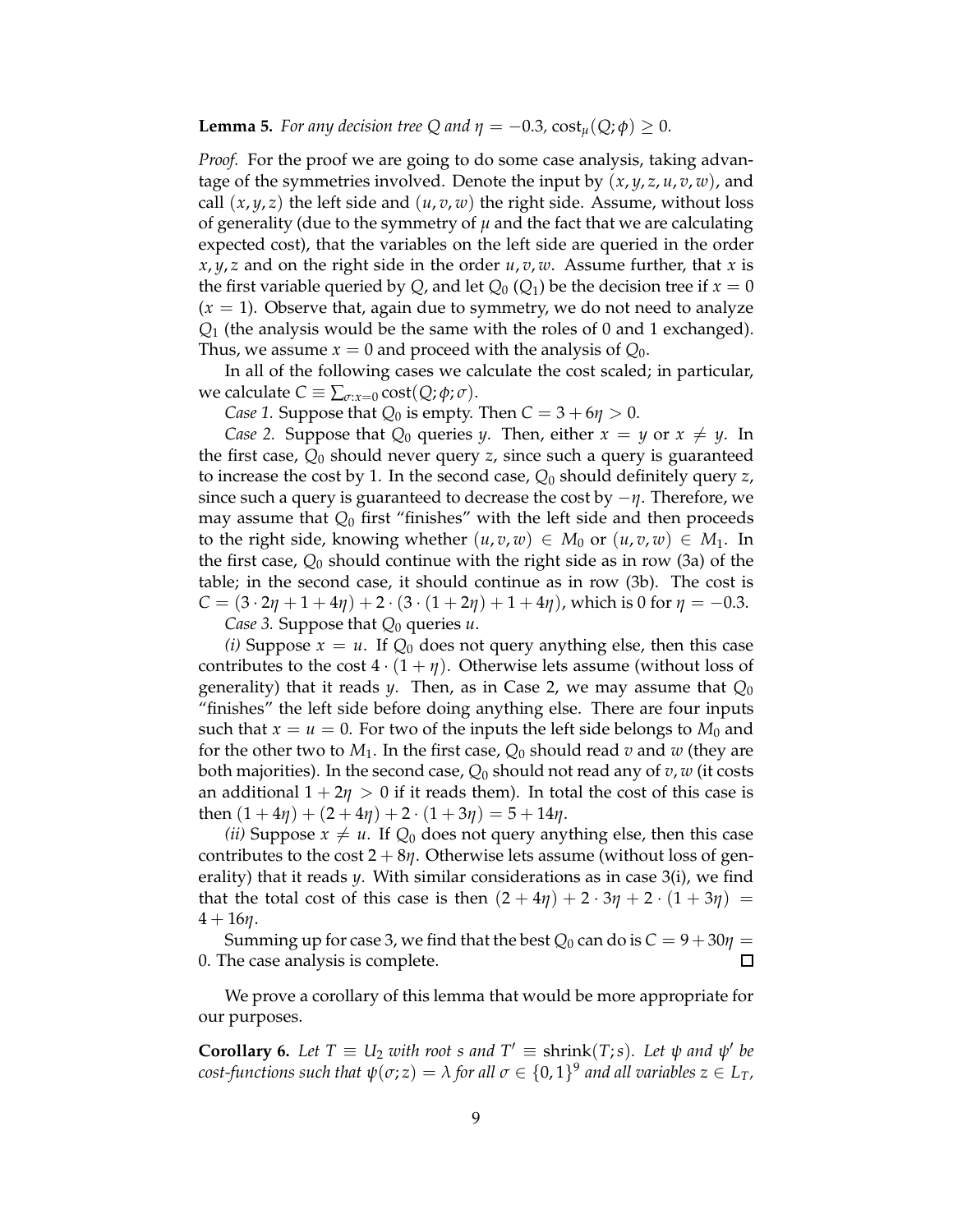**Lemma 5.** *For any decision tree $Q$ and $\eta = -0.3$, $\operatorname{cost}_\mu(Q;\phi) \geq 0$.*

*Proof.* For the proof we are going to do some case analysis, taking advantage of the symmetries involved. Denote the input by $(x, y, z, u, v, w)$, and call $(x, y, z)$ the left side and $(u, v, w)$ the right side. Assume, without loss of generality (due to the symmetry of $\mu$ and the fact that we are calculating expected cost), that the variables on the left side are queried in the order $x, y, z$ and on the right side in the order $u, v, w$. Assume further, that $x$ is the first variable queried by $Q$, and let $Q_0$ ($Q_1$) be the decision tree if $x = 0$ ($x = 1$). Observe that, again due to symmetry, we do not need to analyze $Q_1$ (the analysis would be the same with the roles of 0 and 1 exchanged). Thus, we assume $x = 0$ and proceed with the analysis of $Q_0$.

In all of the following cases we calculate the cost scaled; in particular, we calculate $C \equiv \sum_{\sigma:x=0} \operatorname{cost}(Q;\phi;\sigma)$.

*Case 1.* Suppose that $Q_0$ is empty. Then $C = 3 + 6\eta > 0$.

*Case 2.* Suppose that $Q_0$ queries $y$. Then, either $x = y$ or $x \neq y$. In the first case, $Q_0$ should never query $z$, since such a query is guaranteed to increase the cost by 1. In the second case, $Q_0$ should definitely query $z$, since such a query is guaranteed to decrease the cost by $-\eta$. Therefore, we may assume that $Q_0$ first "finishes" with the left side and then proceeds to the right side, knowing whether $(u, v, w) \in M_0$ or $(u, v, w) \in M_1$. In the first case, $Q_0$ should continue with the right side as in row (3a) of the table; in the second case, it should continue as in row (3b). The cost is $C = (3 \cdot 2\eta + 1 + 4\eta) + 2 \cdot (3 \cdot (1 + 2\eta) + 1 + 4\eta)$, which is 0 for $\eta = -0.3$.

*Case 3.* Suppose that $Q_0$ queries $u$.

*(i)* Suppose $x = u$. If $Q_0$ does not query anything else, then this case contributes to the cost $4 \cdot (1 + \eta)$. Otherwise lets assume (without loss of generality) that it reads $y$. Then, as in Case 2, we may assume that $Q_0$ "finishes" the left side before doing anything else. There are four inputs such that $x = u = 0$. For two of the inputs the left side belongs to $M_0$ and for the other two to $M_1$. In the first case, $Q_0$ should read $v$ and $w$ (they are both majorities). In the second case, $Q_0$ should not read any of $v, w$ (it costs an additional $1 + 2\eta > 0$ if it reads them). In total the cost of this case is then $(1 + 4\eta) + (2 + 4\eta) + 2 \cdot (1 + 3\eta) = 5 + 14\eta$.

*(ii)* Suppose $x \neq u$. If $Q_0$ does not query anything else, then this case contributes to the cost $2 + 8\eta$. Otherwise lets assume (without loss of generality) that it reads $y$. With similar considerations as in case 3(i), we find that the total cost of this case is then $(2 + 4\eta) + 2 \cdot 3\eta + 2 \cdot (1 + 3\eta) = 4 + 16\eta$.

Summing up for case 3, we find that the best $Q_0$ can do is $C = 9 + 30\eta = 0$. The case analysis is complete. $\square$

We prove a corollary of this lemma that would be more appropriate for our purposes.

**Corollary 6.** *Let $T \equiv U_2$ with root $s$ and $T' \equiv \operatorname{shrink}(T; s)$. Let $\psi$ and $\psi'$ be cost-functions such that $\psi(\sigma; z) = \lambda$ for all $\sigma \in \{0,1\}^9$ and all variables $z \in L_T$,*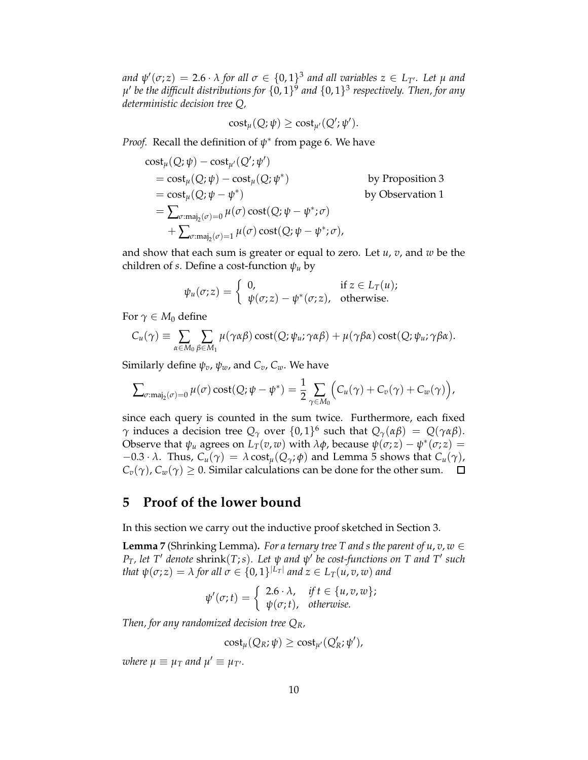*and* $\psi'(\sigma; z) = 2.6 \cdot \lambda$ *for all* $\sigma \in \{0,1\}^3$ *and all variables* $z \in L_{T'}$*. Let* $\mu$ *and* $\mu'$ *be the difficult distributions for* $\{0,1\}^9$ *and* $\{0,1\}^3$ *respectively. Then, for any deterministic decision tree* $Q$*,*

$$\mathrm{cost}_\mu(Q; \psi) \geq \mathrm{cost}_{\mu'}(Q'; \psi').$$

*Proof.* Recall the definition of $\psi^*$ from page 6. We have

$$\begin{aligned}
&\mathrm{cost}_\mu(Q;\psi) - \mathrm{cost}_{\mu'}(Q';\psi') \\
&= \mathrm{cost}_\mu(Q;\psi) - \mathrm{cost}_\mu(Q;\psi^*) && \text{by Proposition 3} \\
&= \mathrm{cost}_\mu(Q;\psi - \psi^*) && \text{by Observation 1} \\
&= \textstyle\sum_{\sigma:\mathrm{maj}_2(\sigma)=0} \mu(\sigma)\,\mathrm{cost}(Q;\psi-\psi^*;\sigma) \\
&\quad + \textstyle\sum_{\sigma:\mathrm{maj}_2(\sigma)=1} \mu(\sigma)\,\mathrm{cost}(Q;\psi-\psi^*;\sigma),
\end{aligned}$$

and show that each sum is greater or equal to zero. Let $u$, $v$, and $w$ be the children of $s$. Define a cost-function $\psi_u$ by

$$\psi_u(\sigma; z) = \begin{cases} 0, & \text{if } z \in L_T(u); \\ \psi(\sigma;z) - \psi^*(\sigma;z), & \text{otherwise.} \end{cases}$$

For $\gamma \in M_0$ define

$$C_u(\gamma) \equiv \sum_{\alpha \in M_0} \sum_{\beta \in M_1} \mu(\gamma\alpha\beta)\,\mathrm{cost}(Q;\psi_u;\gamma\alpha\beta) + \mu(\gamma\beta\alpha)\,\mathrm{cost}(Q;\psi_u;\gamma\beta\alpha).$$

Similarly define $\psi_v$, $\psi_w$, and $C_v$, $C_w$. We have

$$\sum_{\sigma:\mathrm{maj}_2(\sigma)=0} \mu(\sigma)\,\mathrm{cost}(Q;\psi-\psi^*) = \frac{1}{2}\sum_{\gamma \in M_0}\Big(C_u(\gamma) + C_v(\gamma) + C_w(\gamma)\Big),$$

since each query is counted in the sum twice. Furthermore, each fixed $\gamma$ induces a decision tree $Q_\gamma$ over $\{0,1\}^6$ such that $Q_\gamma(\alpha\beta) = Q(\gamma\alpha\beta)$. Observe that $\psi_u$ agrees on $L_T(v,w)$ with $\lambda\phi$, because $\psi(\sigma;z) - \psi^*(\sigma;z) = -0.3 \cdot \lambda$. Thus, $C_u(\gamma) = \lambda\,\mathrm{cost}_\mu(Q_\gamma;\phi)$ and Lemma 5 shows that $C_u(\gamma)$, $C_v(\gamma)$, $C_w(\gamma) \geq 0$. Similar calculations can be done for the other sum. □

## 5 Proof of the lower bound

In this section we carry out the inductive proof sketched in Section 3.

**Lemma 7** (Shrinking Lemma)**.** *For a ternary tree* $T$ *and* $s$ *the parent of* $u, v, w \in P_T$*, let* $T'$ *denote* $\mathrm{shrink}(T;s)$*. Let* $\psi$ *and* $\psi'$ *be cost-functions on* $T$ *and* $T'$ *such that* $\psi(\sigma; z) = \lambda$ *for all* $\sigma \in \{0,1\}^{|L_T|}$ *and* $z \in L_T(u,v,w)$ *and*

$$\psi'(\sigma; t) = \begin{cases} 2.6 \cdot \lambda, & \text{if } t \in \{u,v,w\}; \\ \psi(\sigma;t), & \text{otherwise.} \end{cases}$$

*Then, for any randomized decision tree* $Q_R$*,*

$$\mathrm{cost}_\mu(Q_R;\psi) \geq \mathrm{cost}_{\mu'}(Q'_R;\psi'),$$

*where* $\mu \equiv \mu_T$ *and* $\mu' \equiv \mu_{T'}$*.*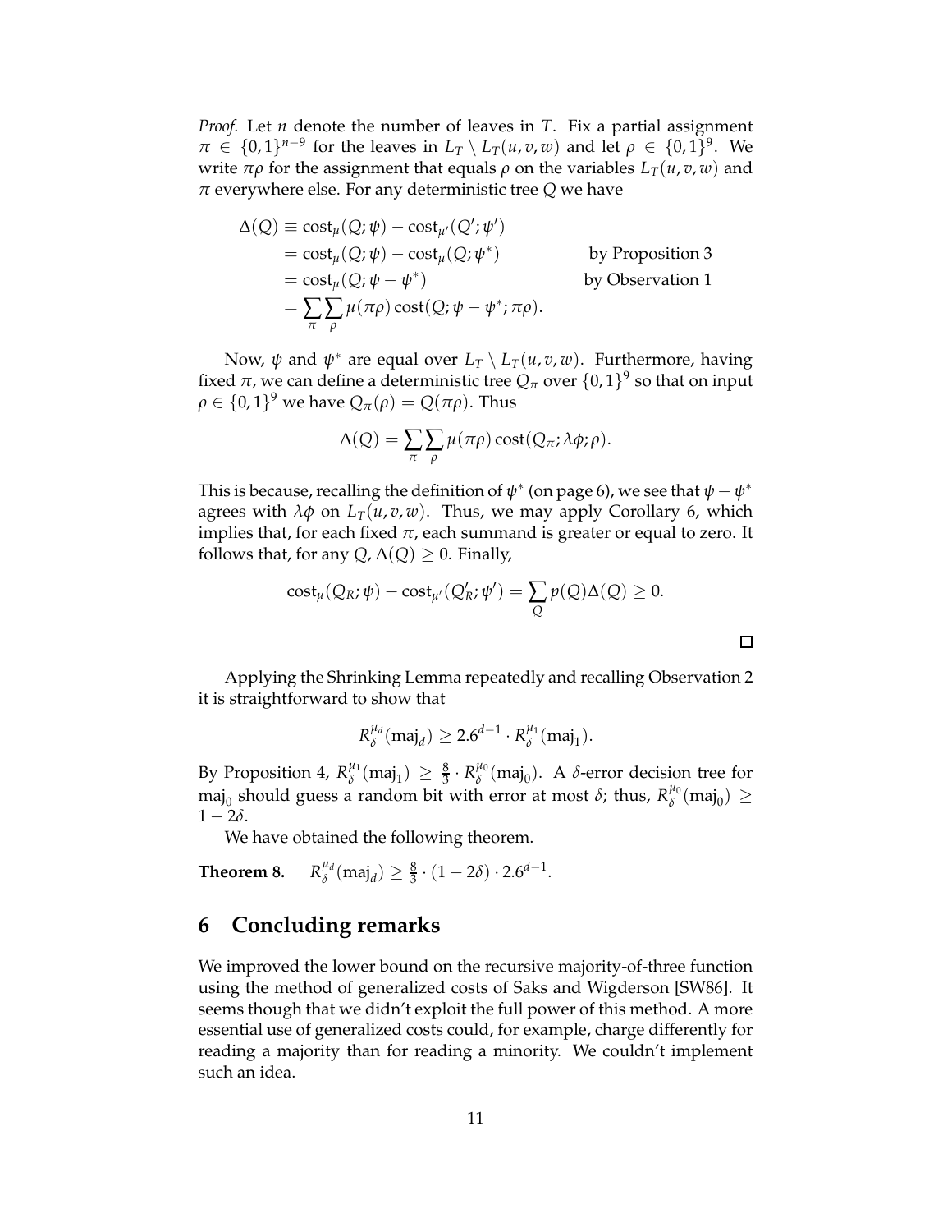*Proof.* Let $n$ denote the number of leaves in $T$. Fix a partial assignment $\pi \in \{0,1\}^{n-9}$ for the leaves in $L_T \setminus L_T(u,v,w)$ and let $\rho \in \{0,1\}^9$. We write $\pi\rho$ for the assignment that equals $\rho$ on the variables $L_T(u,v,w)$ and $\pi$ everywhere else. For any deterministic tree $Q$ we have

$$
\begin{aligned}
\Delta(Q) &\equiv \mathrm{cost}_\mu(Q;\psi) - \mathrm{cost}_{\mu'}(Q';\psi') \\
&= \mathrm{cost}_\mu(Q;\psi) - \mathrm{cost}_\mu(Q;\psi^*) && \text{by Proposition 3} \\
&= \mathrm{cost}_\mu(Q;\psi - \psi^*) && \text{by Observation 1} \\
&= \sum_\pi \sum_\rho \mu(\pi\rho)\,\mathrm{cost}(Q;\psi-\psi^*;\pi\rho).
\end{aligned}
$$

Now, $\psi$ and $\psi^*$ are equal over $L_T \setminus L_T(u,v,w)$. Furthermore, having fixed $\pi$, we can define a deterministic tree $Q_\pi$ over $\{0,1\}^9$ so that on input $\rho \in \{0,1\}^9$ we have $Q_\pi(\rho) = Q(\pi\rho)$. Thus

$$
\Delta(Q) = \sum_\pi \sum_\rho \mu(\pi\rho)\,\mathrm{cost}(Q_\pi;\lambda\phi;\rho).
$$

This is because, recalling the definition of $\psi^*$ (on page 6), we see that $\psi - \psi^*$ agrees with $\lambda\phi$ on $L_T(u,v,w)$. Thus, we may apply Corollary 6, which implies that, for each fixed $\pi$, each summand is greater or equal to zero. It follows that, for any $Q$, $\Delta(Q) \geq 0$. Finally,

$$
\mathrm{cost}_\mu(Q_R;\psi) - \mathrm{cost}_{\mu'}(Q'_R;\psi') = \sum_Q p(Q)\Delta(Q) \geq 0.
$$

□

Applying the Shrinking Lemma repeatedly and recalling Observation 2 it is straightforward to show that

$$
R_\delta^{\mu_d}(\mathrm{maj}_d) \geq 2.6^{d-1} \cdot R_\delta^{\mu_1}(\mathrm{maj}_1).
$$

By Proposition 4, $R_\delta^{\mu_1}(\mathrm{maj}_1) \geq \frac{8}{3} \cdot R_\delta^{\mu_0}(\mathrm{maj}_0)$. A $\delta$-error decision tree for $\mathrm{maj}_0$ should guess a random bit with error at most $\delta$; thus, $R_\delta^{\mu_0}(\mathrm{maj}_0) \geq 1 - 2\delta$.

We have obtained the following theorem.

**Theorem 8.** $R_\delta^{\mu_d}(\mathrm{maj}_d) \geq \frac{8}{3} \cdot (1-2\delta) \cdot 2.6^{d-1}$.

## 6 Concluding remarks

We improved the lower bound on the recursive majority-of-three function using the method of generalized costs of Saks and Wigderson [SW86]. It seems though that we didn't exploit the full power of this method. A more essential use of generalized costs could, for example, charge differently for reading a majority than for reading a minority. We couldn't implement such an idea.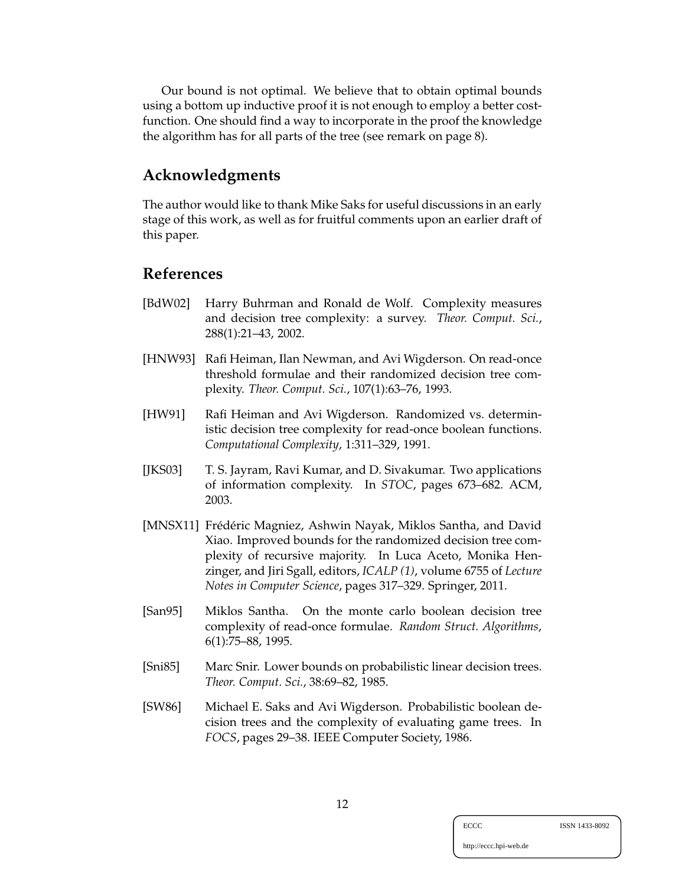Our bound is not optimal. We believe that to obtain optimal bounds using a bottom up inductive proof it is not enough to employ a better cost-function. One should find a way to incorporate in the proof the knowledge the algorithm has for all parts of the tree (see remark on page 8).

## Acknowledgments

The author would like to thank Mike Saks for useful discussions in an early stage of this work, as well as for fruitful comments upon an earlier draft of this paper.

## References

[BdW02] Harry Buhrman and Ronald de Wolf. Complexity measures and decision tree complexity: a survey. *Theor. Comput. Sci.*, 288(1):21–43, 2002.

[HNW93] Rafi Heiman, Ilan Newman, and Avi Wigderson. On read-once threshold formulae and their randomized decision tree complexity. *Theor. Comput. Sci.*, 107(1):63–76, 1993.

[HW91] Rafi Heiman and Avi Wigderson. Randomized vs. deterministic decision tree complexity for read-once boolean functions. *Computational Complexity*, 1:311–329, 1991.

[JKS03] T. S. Jayram, Ravi Kumar, and D. Sivakumar. Two applications of information complexity. In *STOC*, pages 673–682. ACM, 2003.

[MNSX11] Frédéric Magniez, Ashwin Nayak, Miklos Santha, and David Xiao. Improved bounds for the randomized decision tree complexity of recursive majority. In Luca Aceto, Monika Henzinger, and Jiri Sgall, editors, *ICALP (1)*, volume 6755 of *Lecture Notes in Computer Science*, pages 317–329. Springer, 2011.

[San95] Miklos Santha. On the monte carlo boolean decision tree complexity of read-once formulae. *Random Struct. Algorithms*, 6(1):75–88, 1995.

[Sni85] Marc Snir. Lower bounds on probabilistic linear decision trees. *Theor. Comput. Sci.*, 38:69–82, 1985.

[SW86] Michael E. Saks and Avi Wigderson. Probabilistic boolean decision trees and the complexity of evaluating game trees. In *FOCS*, pages 29–38. IEEE Computer Society, 1986.

ECCC ISSN 1433-8092

http://eccc.hpi-web.de